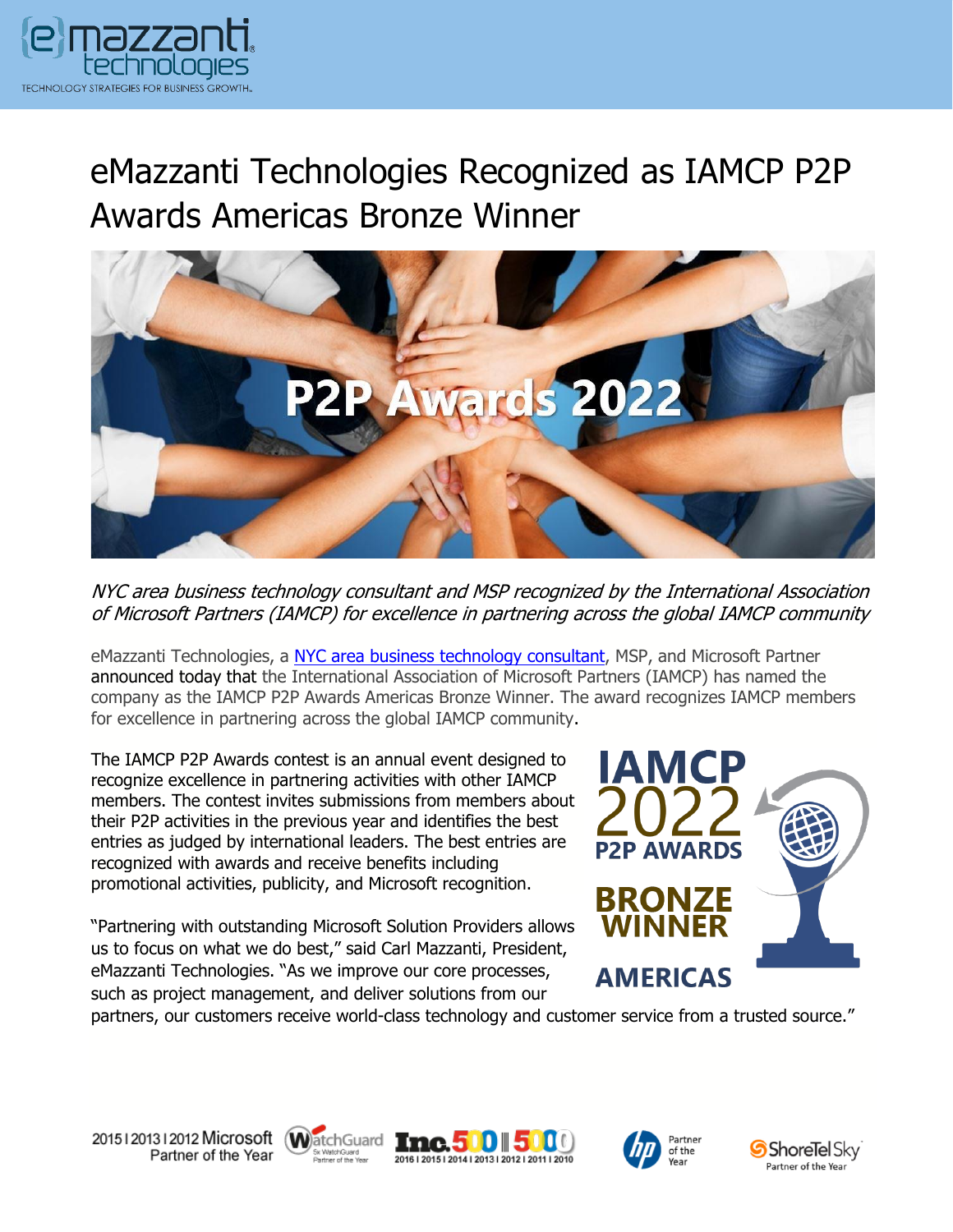# eMazzanti Technologies Recognized as IAMCP P2P Awards Americas Bronze Winner

*NYC area business technology consultant and MSP recognized by the International Association of Microsoft Partners (IAMCP) for excellence in partnering across the global IAMCP community*

eMazzanti Technologies, a NYC area business technology consultant, MSP, and Microsoft Partner announced today that the International Association of Microsoft Partners (IAMCP) has named the company as the IAMCP P2P Awards Americas Bronze Winner. The award recognizes IAMCP members for excellence in partnering across the global IAMCP community.

The IAMCP P2P Awards contest is an annual event designed to recognize excellence in partnering activities with other IAMCP members. The contest invites submissions from members about their P2P activities in the previous year and identifies the best entries as judged by international leaders. The best entries are recognized with awards and receive benefits including promotional activities, publicity, and Microsoft recognition.

"Partnering with outstanding Microsoft Solution Providers allows us to focus on what we do best," said Carl Mazzanti, President, eMazzanti Technologies. "As we improve our core processes, such as project management, and deliver solutions from our partners, our customers receive world-class technology and customer service from a trusted source."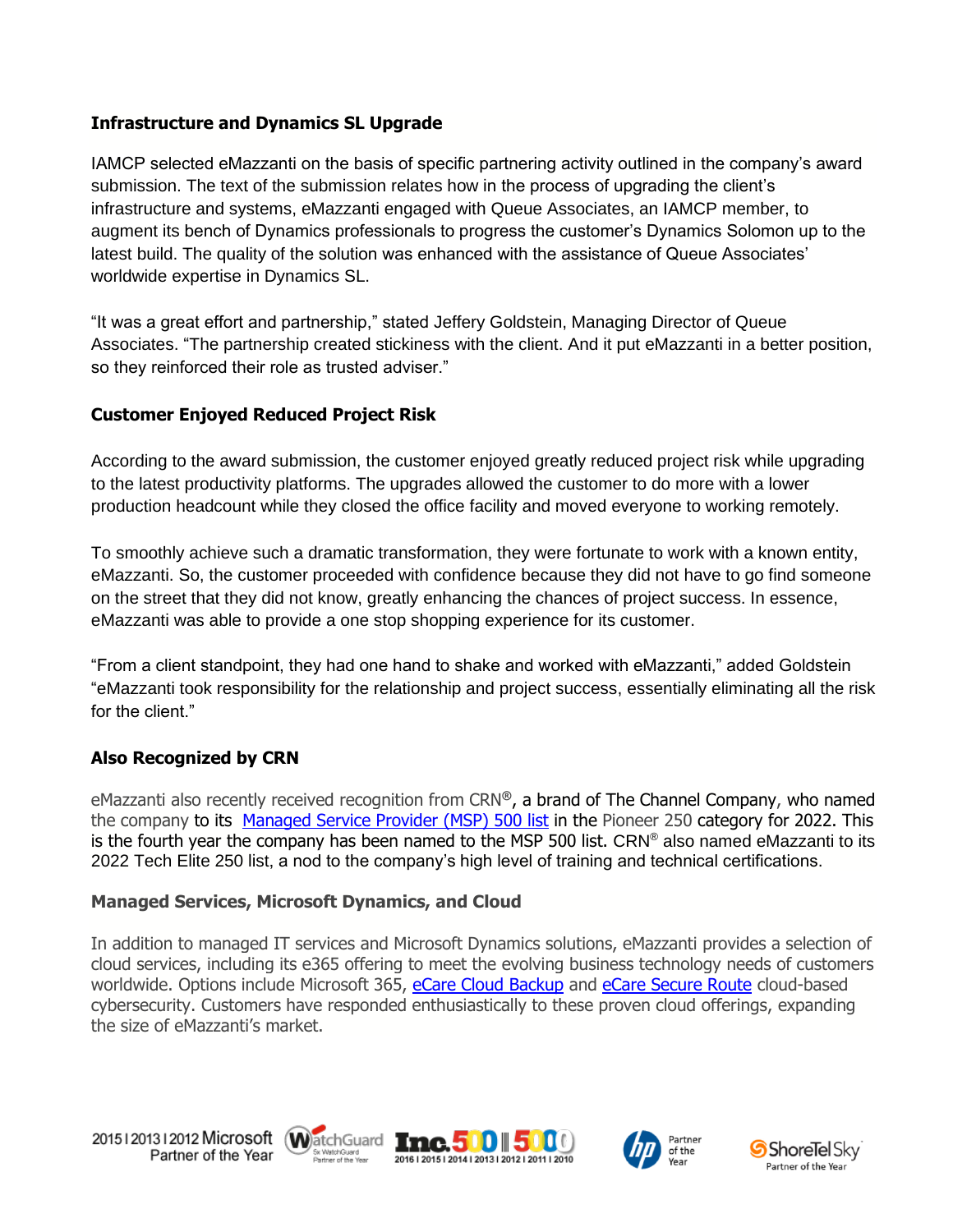### Infrastructure and Dynamics SL Upgrade

IAMCP selected eMazzanti on the basis of specific partnering activity outlined in the company's award submission. The text of the submission relates how in the process of upgrading the client's infrastructure and systems, eMazzanti engaged with Queue Associates, an IAMCP member, to augment its bench of Dynamics professionals to progress the customer's Dynamics Solomon up to the latest build. The quality of the solution was enhanced with the assistance of Queue Associates' worldwide expertise in Dynamics SL.

"It was a great effort and partnership," stated Jeffery Goldstein, Managing Director of Queue Associates. "The partnership created stickiness with the client. And it put eMazzanti in a better position, so they reinforced their role as trusted adviser."

### Customer Enjoyed Reduced Project Risk

According to the award submission, the customer enjoyed greatly reduced project risk while upgrading to the latest productivity platforms. The upgrades allowed the customer to do more with a lower production headcount while they closed the office facility and moved everyone to working remotely.

To smoothly achieve such a dramatic transformation, they were fortunate to work with a known entity, eMazzanti. So, the customer proceeded with confidence because they did not have to go find someone on the street that they did not know, greatly enhancing the chances of project success. In essence, eMazzanti was able to provide a one stop shopping experience for its customer.

"From a client standpoint, they had one hand to shake and worked with eMazzanti," added Goldstein "eMazzanti took responsibility for the relationship and project success, essentially eliminating all the risk for the client."

### Also Recognized by CRN

eMazzanti also recently received recognition from CRN®, a brand of The Channel Company, who named the company to its [Managed Service Provider (MSP) 500 list] in the Pioneer 250 category for 2022. This is the fourth year the company has been named to the MSP 500 list. CRN® also named eMazzanti to its 2022 Tech Elite 250 list, a nod to the company's high level of training and technical certifications.

### Managed Services, Microsoft Dynamics, and Cloud

In addition to managed IT services and Microsoft Dynamics solutions, eMazzanti provides a selection of cloud services, including its e365 offering to meet the evolving business technology needs of customers worldwide. Options include Microsoft 365, [eCare Cloud Backup] and [eCare Secure Route] cloud-based cybersecurity. Customers have responded enthusiastically to these proven cloud offerings, expanding the size of eMazzanti's market.

2015 | 2013 | 2012 Microsoft Partner of the Year — WatchGuard 5x WatchGuard Partner of the Year — Inc. 500 | 5000 2016 | 2015 | 2014 | 2013 | 2012 | 2011 | 2010 — hp Partner of the Year — ShoreTel Sky Partner of the Year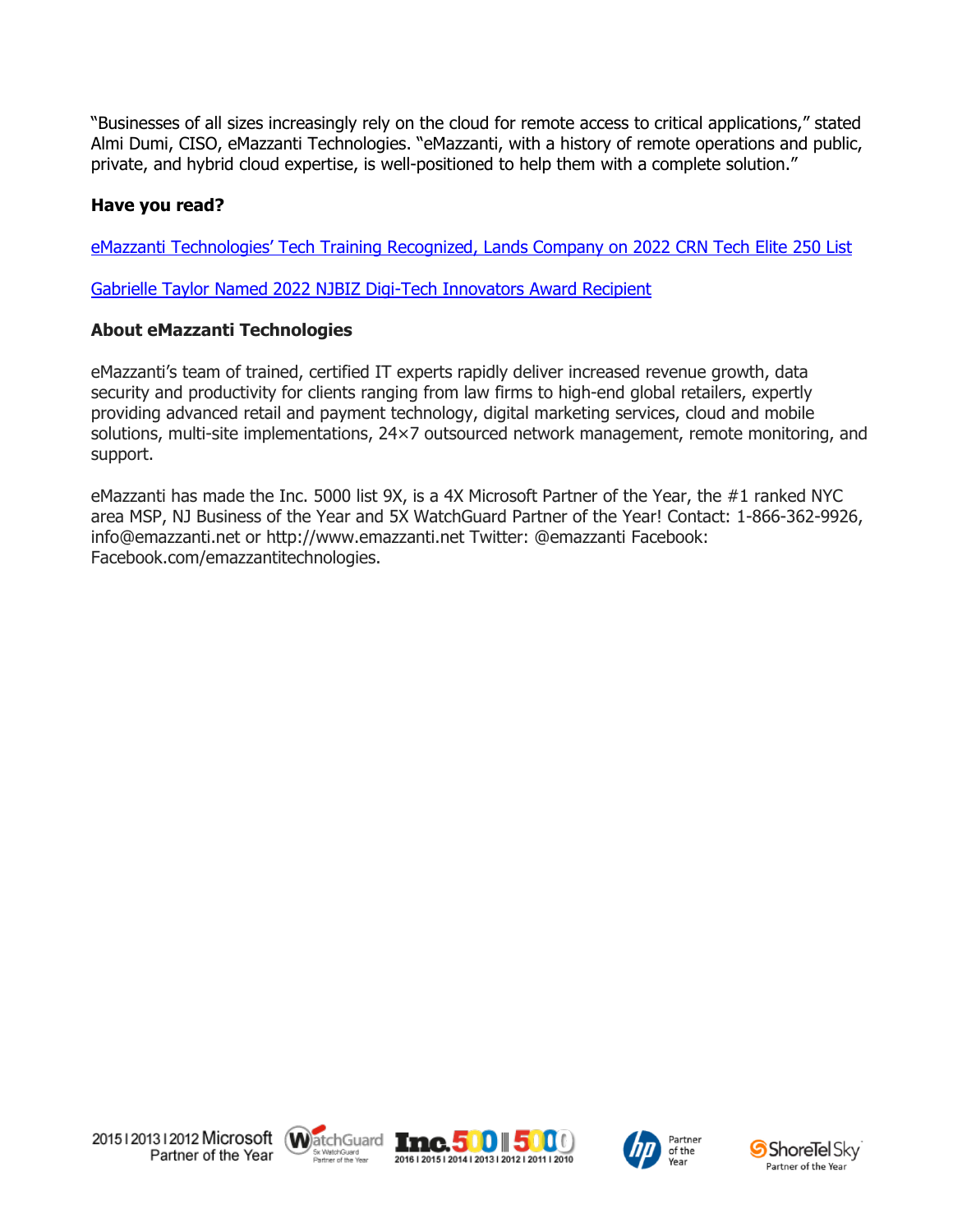"Businesses of all sizes increasingly rely on the cloud for remote access to critical applications," stated Almi Dumi, CISO, eMazzanti Technologies. "eMazzanti, with a history of remote operations and public, private, and hybrid cloud expertise, is well-positioned to help them with a complete solution."

**Have you read?**

[eMazzanti Technologies' Tech Training Recognized, Lands Company on 2022 CRN Tech Elite 250 List]

[Gabrielle Taylor Named 2022 NJBIZ Digi-Tech Innovators Award Recipient]

**About eMazzanti Technologies**

eMazzanti's team of trained, certified IT experts rapidly deliver increased revenue growth, data security and productivity for clients ranging from law firms to high-end global retailers, expertly providing advanced retail and payment technology, digital marketing services, cloud and mobile solutions, multi-site implementations, 24×7 outsourced network management, remote monitoring, and support.

eMazzanti has made the Inc. 5000 list 9X, is a 4X Microsoft Partner of the Year, the #1 ranked NYC area MSP, NJ Business of the Year and 5X WatchGuard Partner of the Year! Contact: 1-866-362-9926, info@emazzanti.net or http://www.emazzanti.net Twitter: @emazzanti Facebook: Facebook.com/emazzantitechnologies.

2015 | 2013 | 2012 Microsoft Partner of the Year

WatchGuard 5x WatchGuard Partner of the Year

Inc. 500 | 5000 2016 | 2015 | 2014 | 2013 | 2012 | 2011 | 2010

hp Partner of the Year

ShoreTel Sky Partner of the Year